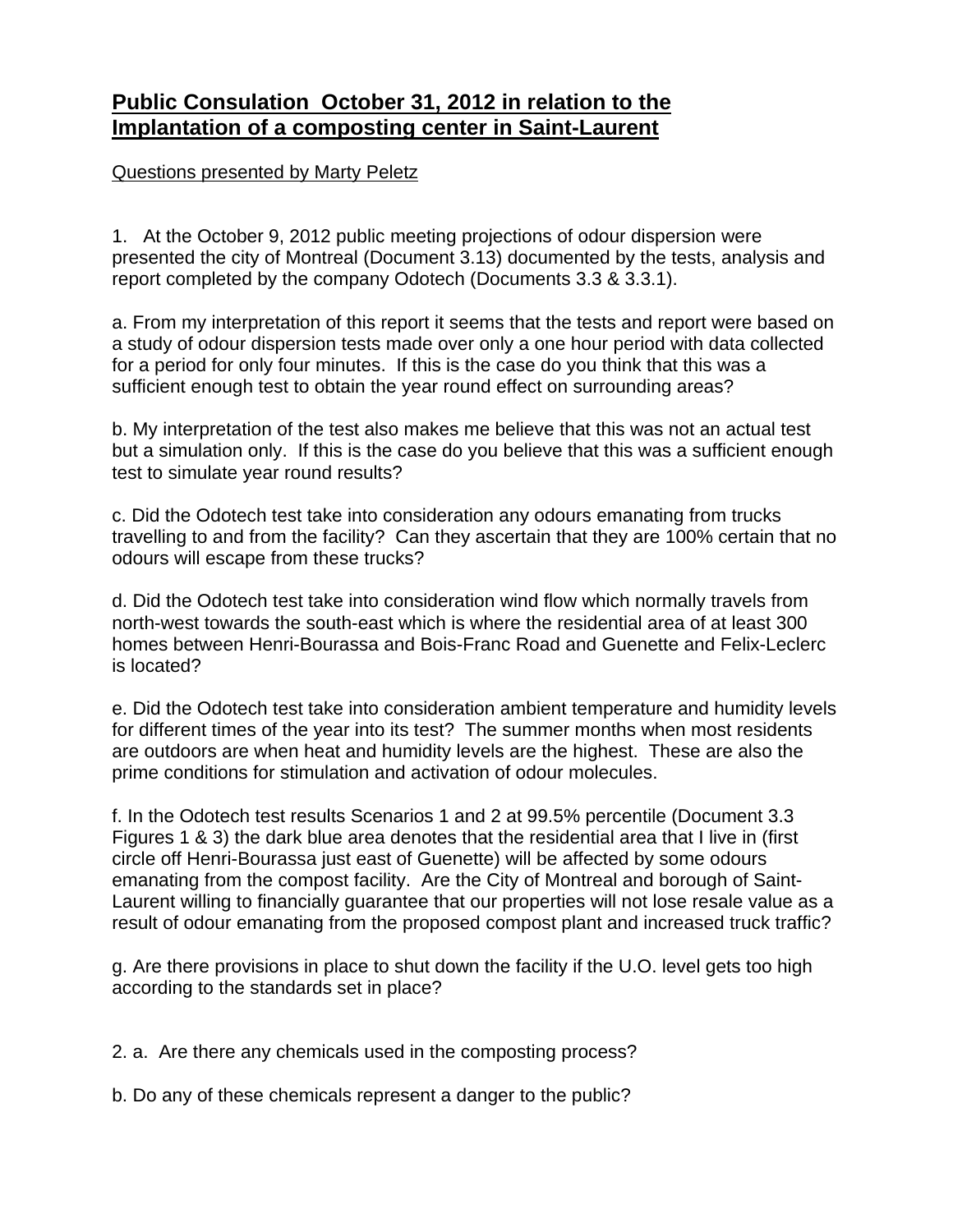# <u>**Public Consulation October 31, 2012 in relation to the Implantation of a composting center in Saint-Laurent**</u>

<u>Questions presented by Marty Peletz</u>

1. At the October 9, 2012 public meeting projections of odour dispersion were presented the city of Montreal (Document 3.13) documented by the tests, analysis and report completed by the company Odotech (Documents 3.3 & 3.3.1).

a. From my interpretation of this report it seems that the tests and report were based on a study of odour dispersion tests made over only a one hour period with data collected for a period for only four minutes. If this is the case do you think that this was a sufficient enough test to obtain the year round effect on surrounding areas?

b. My interpretation of the test also makes me believe that this was not an actual test but a simulation only. If this is the case do you believe that this was a sufficient enough test to simulate year round results?

c. Did the Odotech test take into consideration any odours emanating from trucks travelling to and from the facility? Can they ascertain that they are 100% certain that no odours will escape from these trucks?

d. Did the Odotech test take into consideration wind flow which normally travels from north-west towards the south-east which is where the residential area of at least 300 homes between Henri-Bourassa and Bois-Franc Road and Guenette and Felix-Leclerc is located?

e. Did the Odotech test take into consideration ambient temperature and humidity levels for different times of the year into its test? The summer months when most residents are outdoors are when heat and humidity levels are the highest. These are also the prime conditions for stimulation and activation of odour molecules.

f. In the Odotech test results Scenarios 1 and 2 at 99.5% percentile (Document 3.3 Figures 1 & 3) the dark blue area denotes that the residential area that I live in (first circle off Henri-Bourassa just east of Guenette) will be affected by some odours emanating from the compost facility. Are the City of Montreal and borough of Saint-Laurent willing to financially guarantee that our properties will not lose resale value as a result of odour emanating from the proposed compost plant and increased truck traffic?

g. Are there provisions in place to shut down the facility if the U.O. level gets too high according to the standards set in place?

2. a. Are there any chemicals used in the composting process?

b. Do any of these chemicals represent a danger to the public?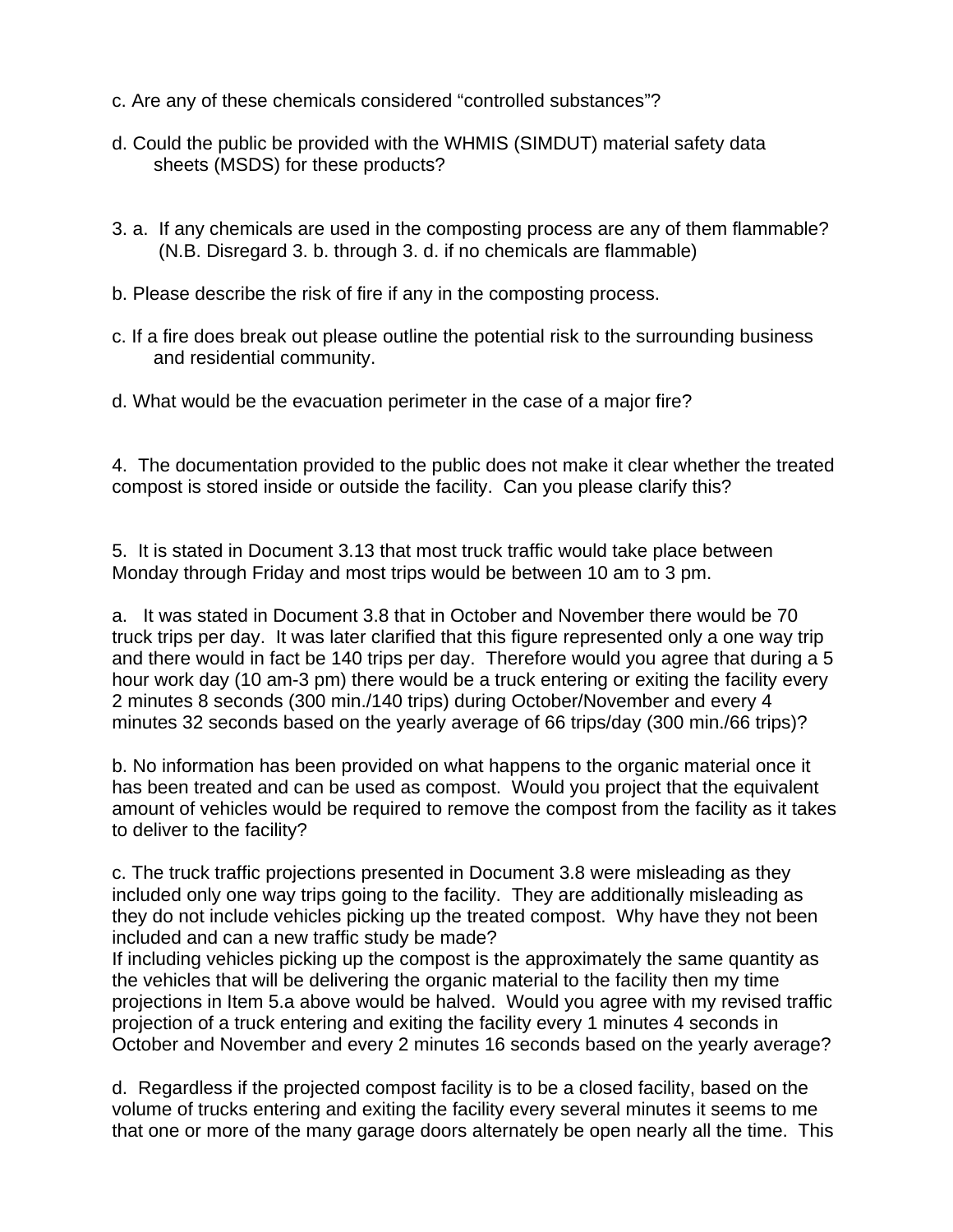c. Are any of these chemicals considered “controlled substances”?

d. Could the public be provided with the WHMIS (SIMDUT) material safety data sheets (MSDS) for these products?

3. a. If any chemicals are used in the composting process are any of them flammable? (N.B. Disregard 3. b. through 3. d. if no chemicals are flammable)

b. Please describe the risk of fire if any in the composting process.

c. If a fire does break out please outline the potential risk to the surrounding business and residential community.

d. What would be the evacuation perimeter in the case of a major fire?

4. The documentation provided to the public does not make it clear whether the treated compost is stored inside or outside the facility. Can you please clarify this?

5. It is stated in Document 3.13 that most truck traffic would take place between Monday through Friday and most trips would be between 10 am to 3 pm.

a. It was stated in Document 3.8 that in October and November there would be 70 truck trips per day. It was later clarified that this figure represented only a one way trip and there would in fact be 140 trips per day. Therefore would you agree that during a 5 hour work day (10 am-3 pm) there would be a truck entering or exiting the facility every 2 minutes 8 seconds (300 min./140 trips) during October/November and every 4 minutes 32 seconds based on the yearly average of 66 trips/day (300 min./66 trips)?

b. No information has been provided on what happens to the organic material once it has been treated and can be used as compost. Would you project that the equivalent amount of vehicles would be required to remove the compost from the facility as it takes to deliver to the facility?

c. The truck traffic projections presented in Document 3.8 were misleading as they included only one way trips going to the facility. They are additionally misleading as they do not include vehicles picking up the treated compost. Why have they not been included and can a new traffic study be made?
If including vehicles picking up the compost is the approximately the same quantity as the vehicles that will be delivering the organic material to the facility then my time projections in Item 5.a above would be halved. Would you agree with my revised traffic projection of a truck entering and exiting the facility every 1 minutes 4 seconds in October and November and every 2 minutes 16 seconds based on the yearly average?

d. Regardless if the projected compost facility is to be a closed facility, based on the volume of trucks entering and exiting the facility every several minutes it seems to me that one or more of the many garage doors alternately be open nearly all the time. This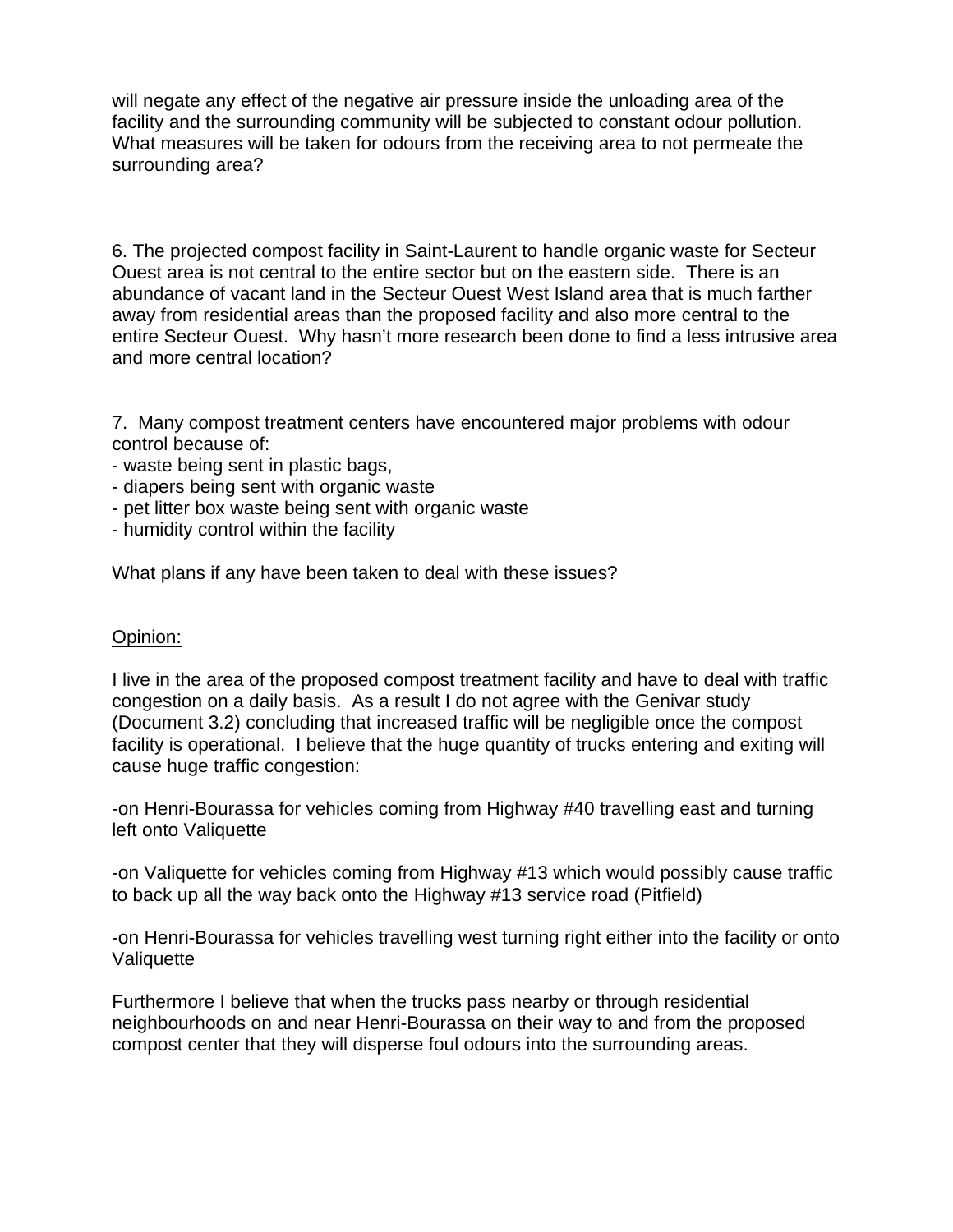will negate any effect of the negative air pressure inside the unloading area of the facility and the surrounding community will be subjected to constant odour pollution. What measures will be taken for odours from the receiving area to not permeate the surrounding area?

6. The projected compost facility in Saint-Laurent to handle organic waste for Secteur Ouest area is not central to the entire sector but on the eastern side. There is an abundance of vacant land in the Secteur Ouest West Island area that is much farther away from residential areas than the proposed facility and also more central to the entire Secteur Ouest. Why hasn't more research been done to find a less intrusive area and more central location?

7. Many compost treatment centers have encountered major problems with odour control because of:

- waste being sent in plastic bags,
- diapers being sent with organic waste
- pet litter box waste being sent with organic waste
- humidity control within the facility

What plans if any have been taken to deal with these issues?

<u>Opinion:</u>

I live in the area of the proposed compost treatment facility and have to deal with traffic congestion on a daily basis. As a result I do not agree with the Genivar study (Document 3.2) concluding that increased traffic will be negligible once the compost facility is operational. I believe that the huge quantity of trucks entering and exiting will cause huge traffic congestion:

-on Henri-Bourassa for vehicles coming from Highway #40 travelling east and turning left onto Valiquette

-on Valiquette for vehicles coming from Highway #13 which would possibly cause traffic to back up all the way back onto the Highway #13 service road (Pitfield)

-on Henri-Bourassa for vehicles travelling west turning right either into the facility or onto Valiquette

Furthermore I believe that when the trucks pass nearby or through residential neighbourhoods on and near Henri-Bourassa on their way to and from the proposed compost center that they will disperse foul odours into the surrounding areas.